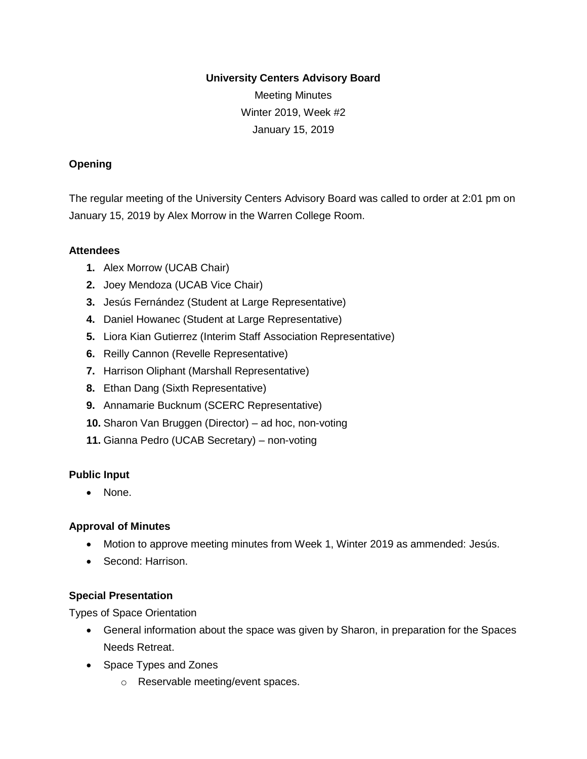**University Centers Advisory Board**

Meeting Minutes

Winter 2019, Week #2

January 15, 2019

**Opening**

The regular meeting of the University Centers Advisory Board was called to order at 2:01 pm on January 15, 2019 by Alex Morrow in the Warren College Room.

**Attendees**

1. Alex Morrow (UCAB Chair)
2. Joey Mendoza (UCAB Vice Chair)
3. Jesús Fernández (Student at Large Representative)
4. Daniel Howanec (Student at Large Representative)
5. Liora Kian Gutierrez (Interim Staff Association Representative)
6. Reilly Cannon (Revelle Representative)
7. Harrison Oliphant (Marshall Representative)
8. Ethan Dang (Sixth Representative)
9. Annamarie Bucknum (SCERC Representative)
10. Sharon Van Bruggen (Director) – ad hoc, non-voting
11. Gianna Pedro (UCAB Secretary) – non-voting

**Public Input**

- None.

**Approval of Minutes**

- Motion to approve meeting minutes from Week 1, Winter 2019 as ammended: Jesús.
- Second: Harrison.

**Special Presentation**

Types of Space Orientation

- General information about the space was given by Sharon, in preparation for the Spaces Needs Retreat.
- Space Types and Zones
  - Reservable meeting/event spaces.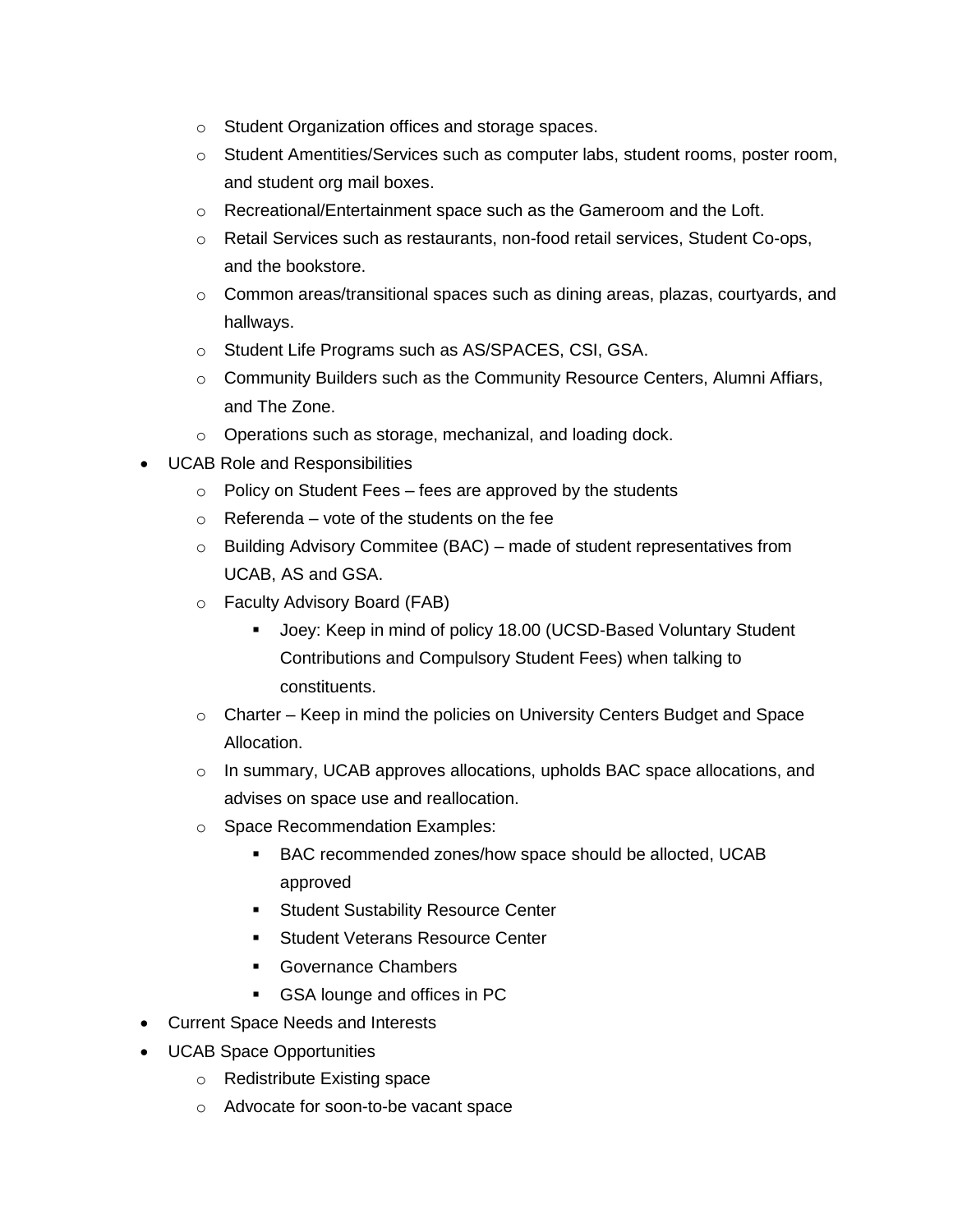- Student Organization offices and storage spaces.
    - Student Amentities/Services such as computer labs, student rooms, poster room, and student org mail boxes.
    - Recreational/Entertainment space such as the Gameroom and the Loft.
    - Retail Services such as restaurants, non-food retail services, Student Co-ops, and the bookstore.
    - Common areas/transitional spaces such as dining areas, plazas, courtyards, and hallways.
    - Student Life Programs such as AS/SPACES, CSI, GSA.
    - Community Builders such as the Community Resource Centers, Alumni Affiars, and The Zone.
    - Operations such as storage, mechanizal, and loading dock.
- UCAB Role and Responsibilities
    - Policy on Student Fees – fees are approved by the students
    - Referenda – vote of the students on the fee
    - Building Advisory Commitee (BAC) – made of student representatives from UCAB, AS and GSA.
    - Faculty Advisory Board (FAB)
        - Joey: Keep in mind of policy 18.00 (UCSD-Based Voluntary Student Contributions and Compulsory Student Fees) when talking to constituents.
    - Charter – Keep in mind the policies on University Centers Budget and Space Allocation.
    - In summary, UCAB approves allocations, upholds BAC space allocations, and advises on space use and reallocation.
    - Space Recommendation Examples:
        - BAC recommended zones/how space should be allocted, UCAB approved
        - Student Sustability Resource Center
        - Student Veterans Resource Center
        - Governance Chambers
        - GSA lounge and offices in PC
- Current Space Needs and Interests
- UCAB Space Opportunities
    - Redistribute Existing space
    - Advocate for soon-to-be vacant space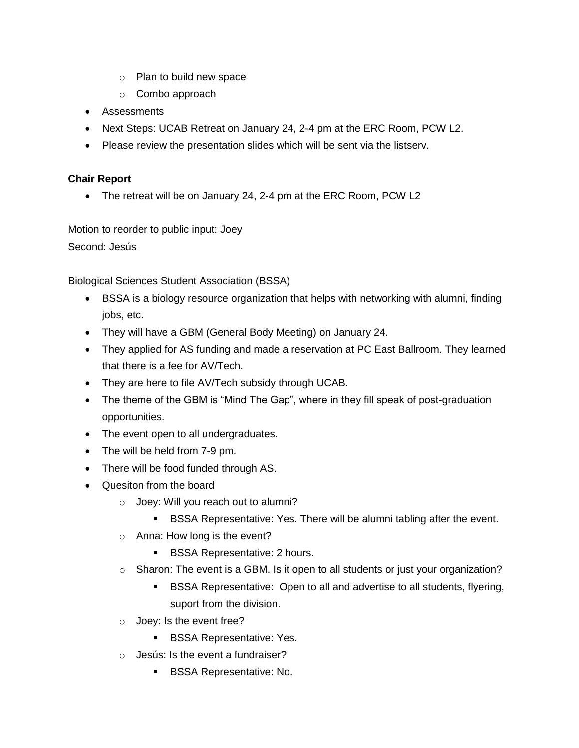- Plan to build new space
  - Combo approach
- Assessments
- Next Steps: UCAB Retreat on January 24, 2-4 pm at the ERC Room, PCW L2.
- Please review the presentation slides which will be sent via the listserv.

**Chair Report**

- The retreat will be on January 24, 2-4 pm at the ERC Room, PCW L2

Motion to reorder to public input: Joey
Second: Jesús

Biological Sciences Student Association (BSSA)

- BSSA is a biology resource organization that helps with networking with alumni, finding jobs, etc.
- They will have a GBM (General Body Meeting) on January 24.
- They applied for AS funding and made a reservation at PC East Ballroom. They learned that there is a fee for AV/Tech.
- They are here to file AV/Tech subsidy through UCAB.
- The theme of the GBM is "Mind The Gap", where in they fill speak of post-graduation opportunities.
- The event open to all undergraduates.
- The will be held from 7-9 pm.
- There will be food funded through AS.
- Quesiton from the board
  - Joey: Will you reach out to alumni?
    - BSSA Representative: Yes. There will be alumni tabling after the event.
  - Anna: How long is the event?
    - BSSA Representative: 2 hours.
  - Sharon: The event is a GBM. Is it open to all students or just your organization?
    - BSSA Representative: Open to all and advertise to all students, flyering, suport from the division.
  - Joey: Is the event free?
    - BSSA Representative: Yes.
  - Jesús: Is the event a fundraiser?
    - BSSA Representative: No.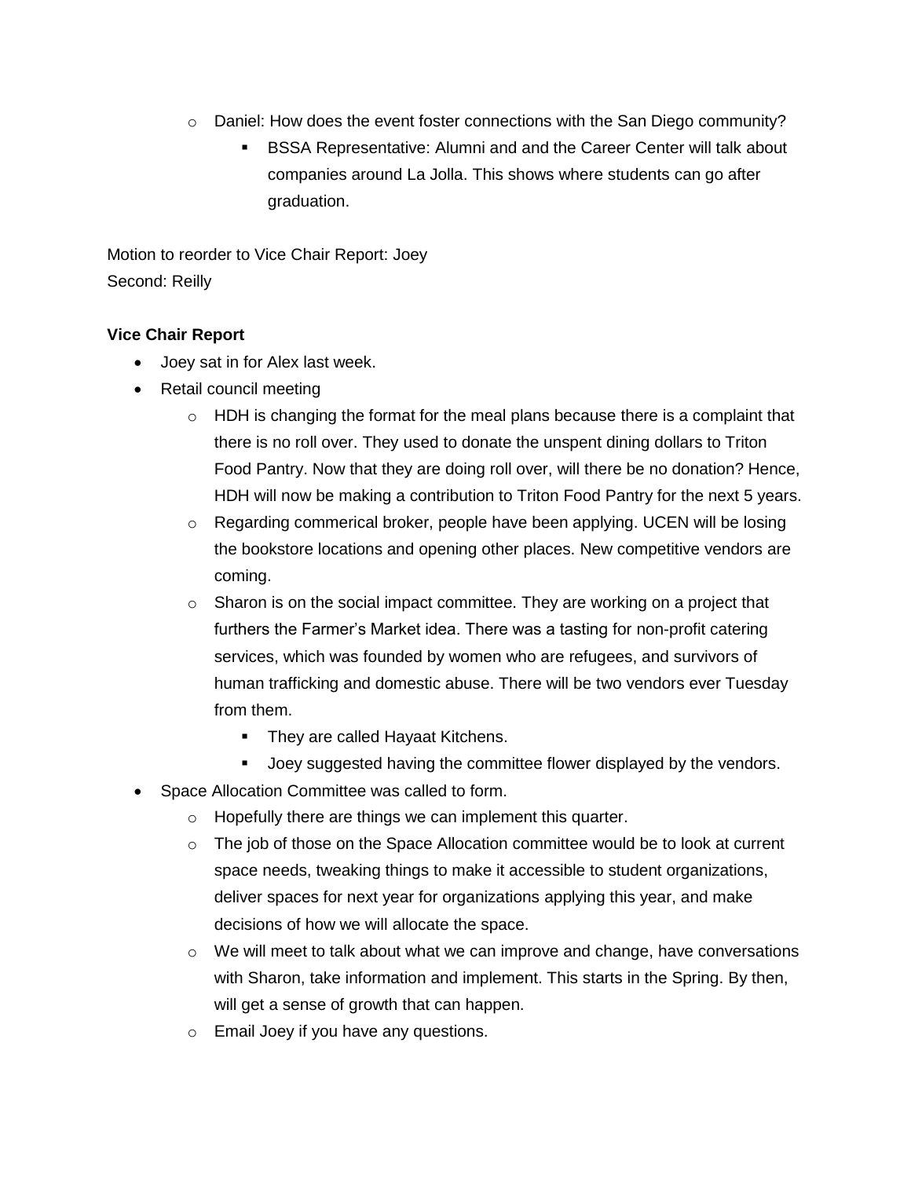- Daniel: How does the event foster connections with the San Diego community?
  - BSSA Representative: Alumni and and the Career Center will talk about companies around La Jolla. This shows where students can go after graduation.

Motion to reorder to Vice Chair Report: Joey
Second: Reilly

**Vice Chair Report**

- Joey sat in for Alex last week.
- Retail council meeting
  - HDH is changing the format for the meal plans because there is a complaint that there is no roll over. They used to donate the unspent dining dollars to Triton Food Pantry. Now that they are doing roll over, will there be no donation? Hence, HDH will now be making a contribution to Triton Food Pantry for the next 5 years.
  - Regarding commerical broker, people have been applying. UCEN will be losing the bookstore locations and opening other places. New competitive vendors are coming.
  - Sharon is on the social impact committee. They are working on a project that furthers the Farmer's Market idea. There was a tasting for non-profit catering services, which was founded by women who are refugees, and survivors of human trafficking and domestic abuse. There will be two vendors ever Tuesday from them.
    - They are called Hayaat Kitchens.
    - Joey suggested having the committee flower displayed by the vendors.
- Space Allocation Committee was called to form.
  - Hopefully there are things we can implement this quarter.
  - The job of those on the Space Allocation committee would be to look at current space needs, tweaking things to make it accessible to student organizations, deliver spaces for next year for organizations applying this year, and make decisions of how we will allocate the space.
  - We will meet to talk about what we can improve and change, have conversations with Sharon, take information and implement. This starts in the Spring. By then, will get a sense of growth that can happen.
  - Email Joey if you have any questions.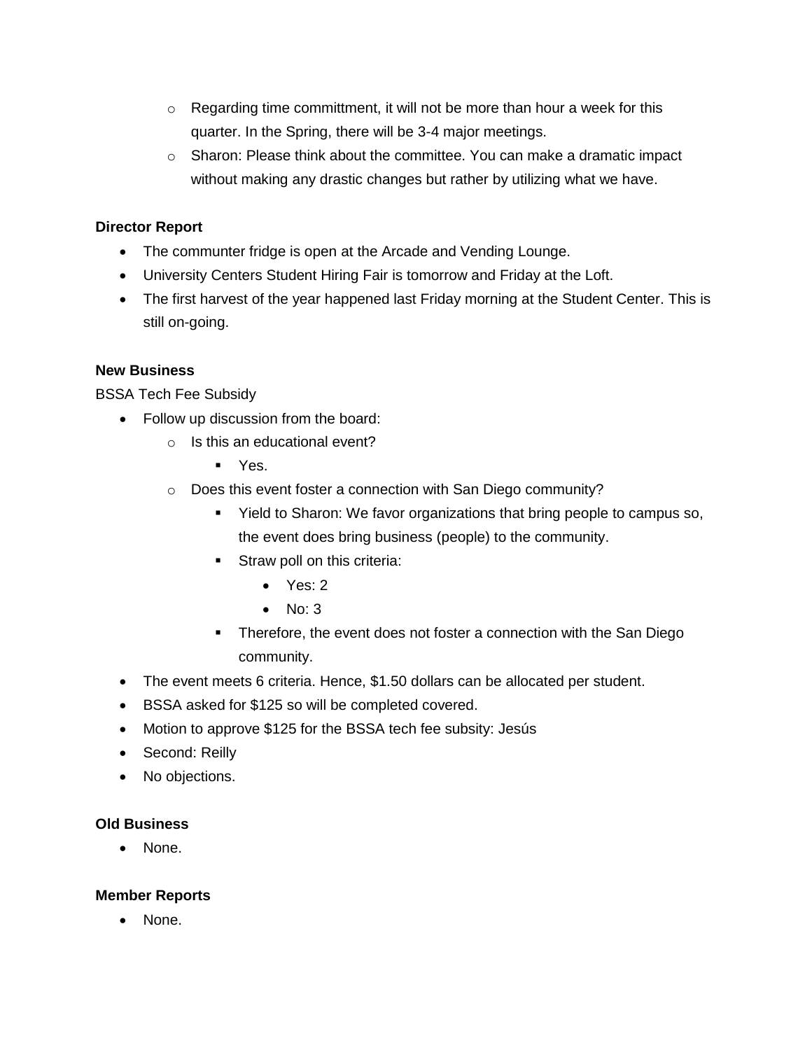- Regarding time committment, it will not be more than hour a week for this quarter. In the Spring, there will be 3-4 major meetings.
    - Sharon: Please think about the committee. You can make a dramatic impact without making any drastic changes but rather by utilizing what we have.

**Director Report**

- The communter fridge is open at the Arcade and Vending Lounge.
- University Centers Student Hiring Fair is tomorrow and Friday at the Loft.
- The first harvest of the year happened last Friday morning at the Student Center. This is still on-going.

**New Business**

BSSA Tech Fee Subsidy

- Follow up discussion from the board:
    - Is this an educational event?
        - Yes.
    - Does this event foster a connection with San Diego community?
        - Yield to Sharon: We favor organizations that bring people to campus so, the event does bring business (people) to the community.
        - Straw poll on this criteria:
            - Yes: 2
            - No: 3
        - Therefore, the event does not foster a connection with the San Diego community.
- The event meets 6 criteria. Hence, $1.50 dollars can be allocated per student.
- BSSA asked for $125 so will be completed covered.
- Motion to approve $125 for the BSSA tech fee subsity: Jesús
- Second: Reilly
- No objections.

**Old Business**

- None.

**Member Reports**

- None.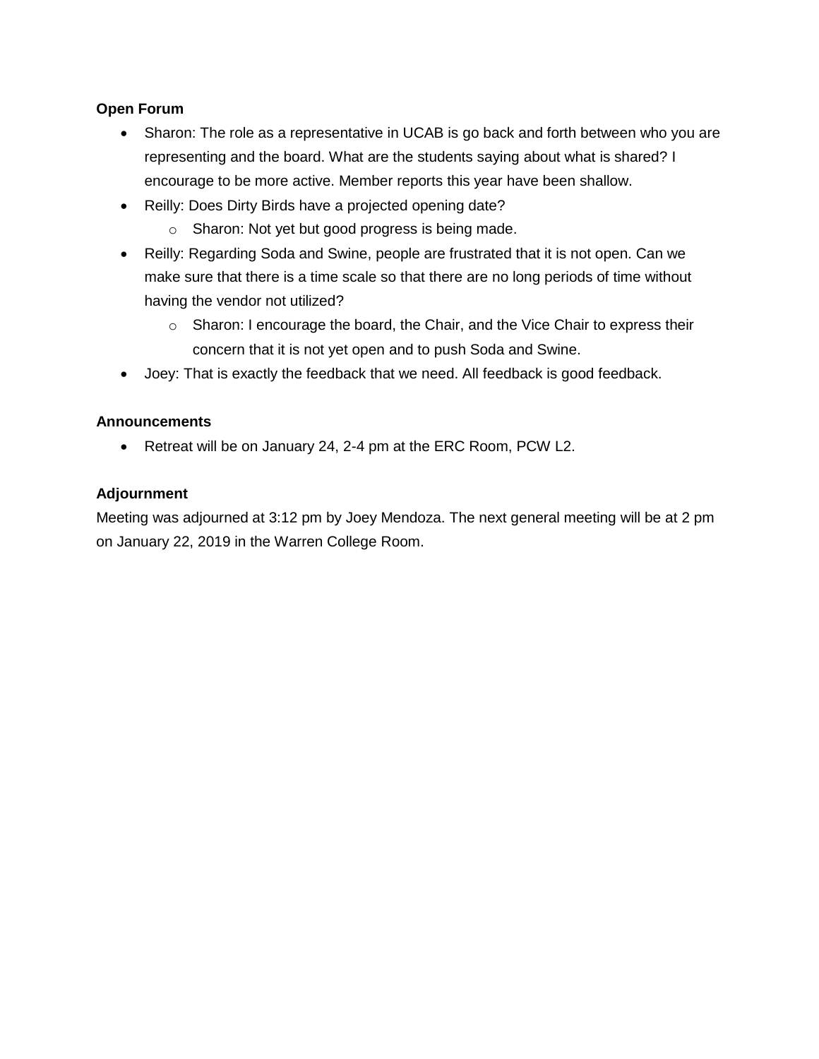**Open Forum**

- Sharon: The role as a representative in UCAB is go back and forth between who you are representing and the board. What are the students saying about what is shared? I encourage to be more active. Member reports this year have been shallow.
- Reilly: Does Dirty Birds have a projected opening date?
  - Sharon: Not yet but good progress is being made.
- Reilly: Regarding Soda and Swine, people are frustrated that it is not open. Can we make sure that there is a time scale so that there are no long periods of time without having the vendor not utilized?
  - Sharon: I encourage the board, the Chair, and the Vice Chair to express their concern that it is not yet open and to push Soda and Swine.
- Joey: That is exactly the feedback that we need. All feedback is good feedback.

**Announcements**

- Retreat will be on January 24, 2-4 pm at the ERC Room, PCW L2.

**Adjournment**

Meeting was adjourned at 3:12 pm by Joey Mendoza. The next general meeting will be at 2 pm on January 22, 2019 in the Warren College Room.